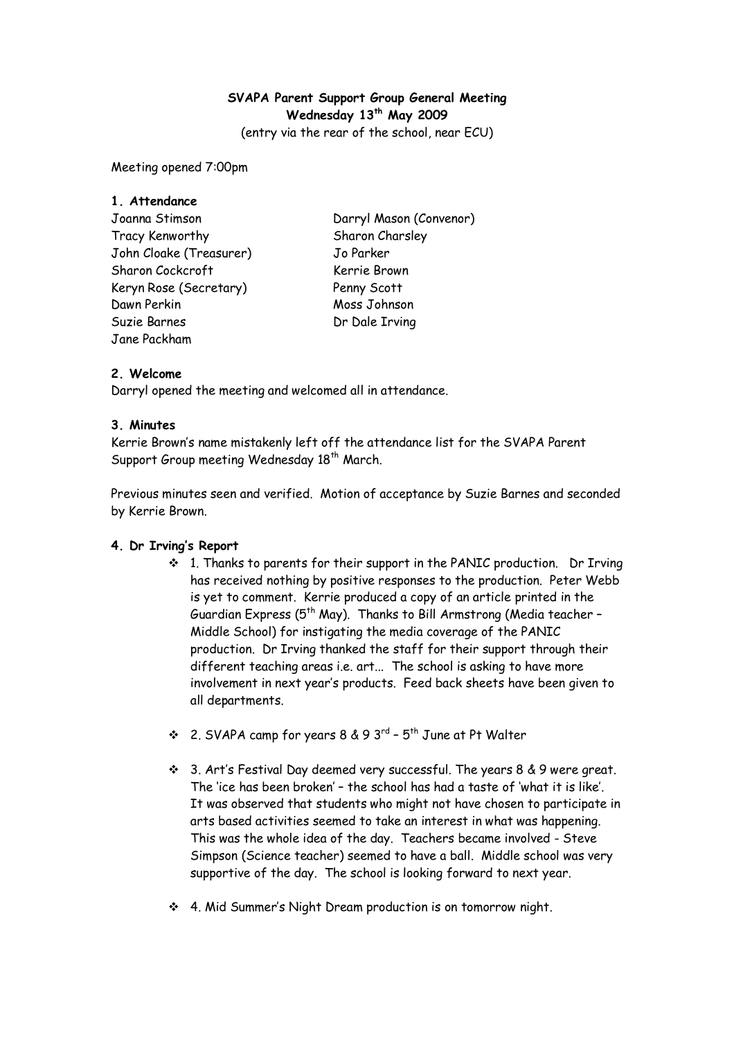**SVAPA Parent Support Group General Meeting**
**Wednesday 13th May 2009**
(entry via the rear of the school, near ECU)

Meeting opened 7:00pm

**1. Attendance**

Joanna Stimson
Tracy Kenworthy
John Cloake (Treasurer)
Sharon Cockcroft
Keryn Rose (Secretary)
Dawn Perkin
Suzie Barnes
Jane Packham
Darryl Mason (Convenor)
Sharon Charsley
Jo Parker
Kerrie Brown
Penny Scott
Moss Johnson
Dr Dale Irving

**2. Welcome**
Darryl opened the meeting and welcomed all in attendance.

**3. Minutes**
Kerrie Brown's name mistakenly left off the attendance list for the SVAPA Parent Support Group meeting Wednesday 18th March.

Previous minutes seen and verified. Motion of acceptance by Suzie Barnes and seconded by Kerrie Brown.

**4. Dr Irving's Report**

- 1. Thanks to parents for their support in the PANIC production. Dr Irving has received nothing by positive responses to the production. Peter Webb is yet to comment. Kerrie produced a copy of an article printed in the Guardian Express (5th May). Thanks to Bill Armstrong (Media teacher – Middle School) for instigating the media coverage of the PANIC production. Dr Irving thanked the staff for their support through their different teaching areas i.e. art... The school is asking to have more involvement in next year's products. Feed back sheets have been given to all departments.

- 2. SVAPA camp for years 8 & 9 3rd – 5th June at Pt Walter

- 3. Art's Festival Day deemed very successful. The years 8 & 9 were great. The 'ice has been broken' – the school has had a taste of 'what it is like'. It was observed that students who might not have chosen to participate in arts based activities seemed to take an interest in what was happening. This was the whole idea of the day. Teachers became involved - Steve Simpson (Science teacher) seemed to have a ball. Middle school was very supportive of the day. The school is looking forward to next year.

- 4. Mid Summer's Night Dream production is on tomorrow night.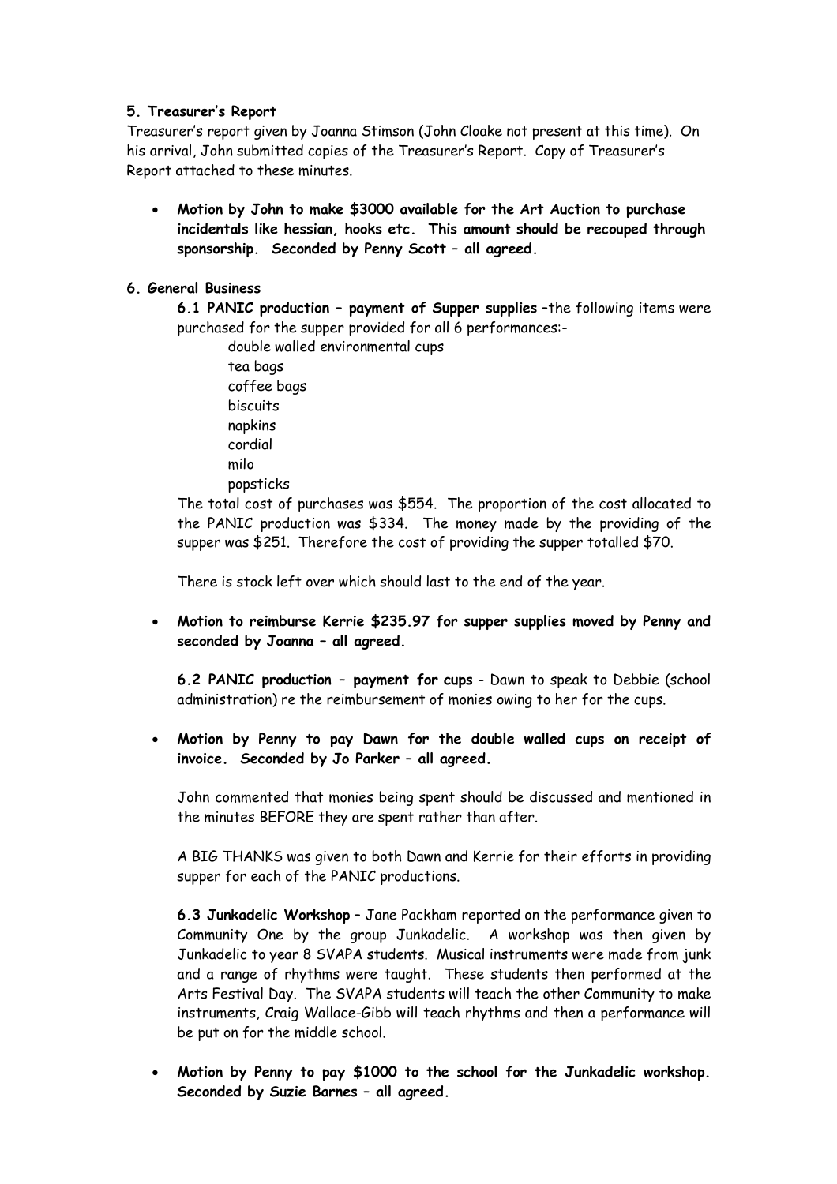**5. Treasurer's Report**

Treasurer's report given by Joanna Stimson (John Cloake not present at this time). On his arrival, John submitted copies of the Treasurer's Report. Copy of Treasurer's Report attached to these minutes.

- **Motion by John to make $3000 available for the Art Auction to purchase incidentals like hessian, hooks etc. This amount should be recouped through sponsorship. Seconded by Penny Scott – all agreed.**

**6. General Business**

**6.1 PANIC production – payment of Supper supplies** –the following items were purchased for the supper provided for all 6 performances:-

double walled environmental cups
tea bags
coffee bags
biscuits
napkins
cordial
milo
popsticks

The total cost of purchases was $554. The proportion of the cost allocated to the PANIC production was $334. The money made by the providing of the supper was $251. Therefore the cost of providing the supper totalled $70.

There is stock left over which should last to the end of the year.

- **Motion to reimburse Kerrie $235.97 for supper supplies moved by Penny and seconded by Joanna – all agreed.**

**6.2 PANIC production – payment for cups** - Dawn to speak to Debbie (school administration) re the reimbursement of monies owing to her for the cups.

- **Motion by Penny to pay Dawn for the double walled cups on receipt of invoice. Seconded by Jo Parker – all agreed.**

John commented that monies being spent should be discussed and mentioned in the minutes BEFORE they are spent rather than after.

A BIG THANKS was given to both Dawn and Kerrie for their efforts in providing supper for each of the PANIC productions.

**6.3 Junkadelic Workshop** – Jane Packham reported on the performance given to Community One by the group Junkadelic. A workshop was then given by Junkadelic to year 8 SVAPA students. Musical instruments were made from junk and a range of rhythms were taught. These students then performed at the Arts Festival Day. The SVAPA students will teach the other Community to make instruments, Craig Wallace-Gibb will teach rhythms and then a performance will be put on for the middle school.

- **Motion by Penny to pay $1000 to the school for the Junkadelic workshop. Seconded by Suzie Barnes – all agreed.**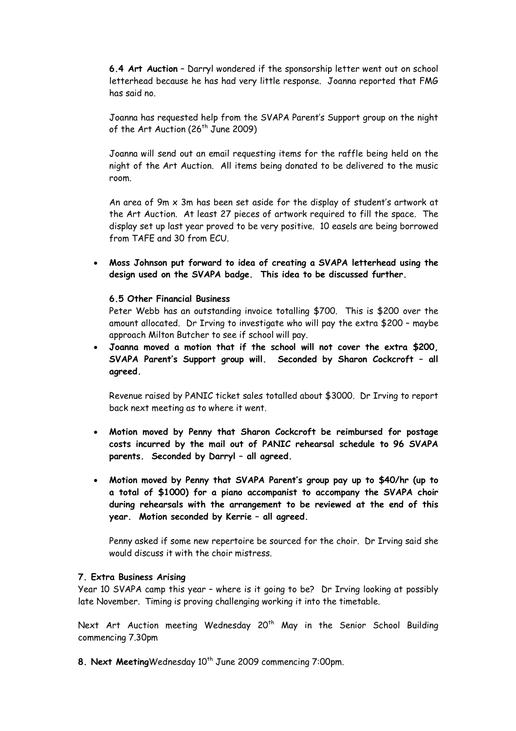**6.4 Art Auction** – Darryl wondered if the sponsorship letter went out on school letterhead because he has had very little response. Joanna reported that FMG has said no.

Joanna has requested help from the SVAPA Parent's Support group on the night of the Art Auction (26th June 2009)

Joanna will send out an email requesting items for the raffle being held on the night of the Art Auction. All items being donated to be delivered to the music room.

An area of 9m x 3m has been set aside for the display of student's artwork at the Art Auction. At least 27 pieces of artwork required to fill the space. The display set up last year proved to be very positive. 10 easels are being borrowed from TAFE and 30 from ECU.

- **Moss Johnson put forward to idea of creating a SVAPA letterhead using the design used on the SVAPA badge. This idea to be discussed further.**

**6.5 Other Financial Business**

Peter Webb has an outstanding invoice totalling $700. This is $200 over the amount allocated. Dr Irving to investigate who will pay the extra $200 – maybe approach Milton Butcher to see if school will pay.

- **Joanna moved a motion that if the school will not cover the extra $200, SVAPA Parent's Support group will. Seconded by Sharon Cockcroft – all agreed.**

Revenue raised by PANIC ticket sales totalled about $3000. Dr Irving to report back next meeting as to where it went.

- **Motion moved by Penny that Sharon Cockcroft be reimbursed for postage costs incurred by the mail out of PANIC rehearsal schedule to 96 SVAPA parents. Seconded by Darryl – all agreed.**

- **Motion moved by Penny that SVAPA Parent's group pay up to $40/hr (up to a total of $1000) for a piano accompanist to accompany the SVAPA choir during rehearsals with the arrangement to be reviewed at the end of this year. Motion seconded by Kerrie – all agreed.**

Penny asked if some new repertoire be sourced for the choir. Dr Irving said she would discuss it with the choir mistress.

**7. Extra Business Arising**

Year 10 SVAPA camp this year – where is it going to be? Dr Irving looking at possibly late November. Timing is proving challenging working it into the timetable.

Next Art Auction meeting Wednesday 20th May in the Senior School Building commencing 7.30pm

**8. Next Meeting** Wednesday 10th June 2009 commencing 7:00pm.